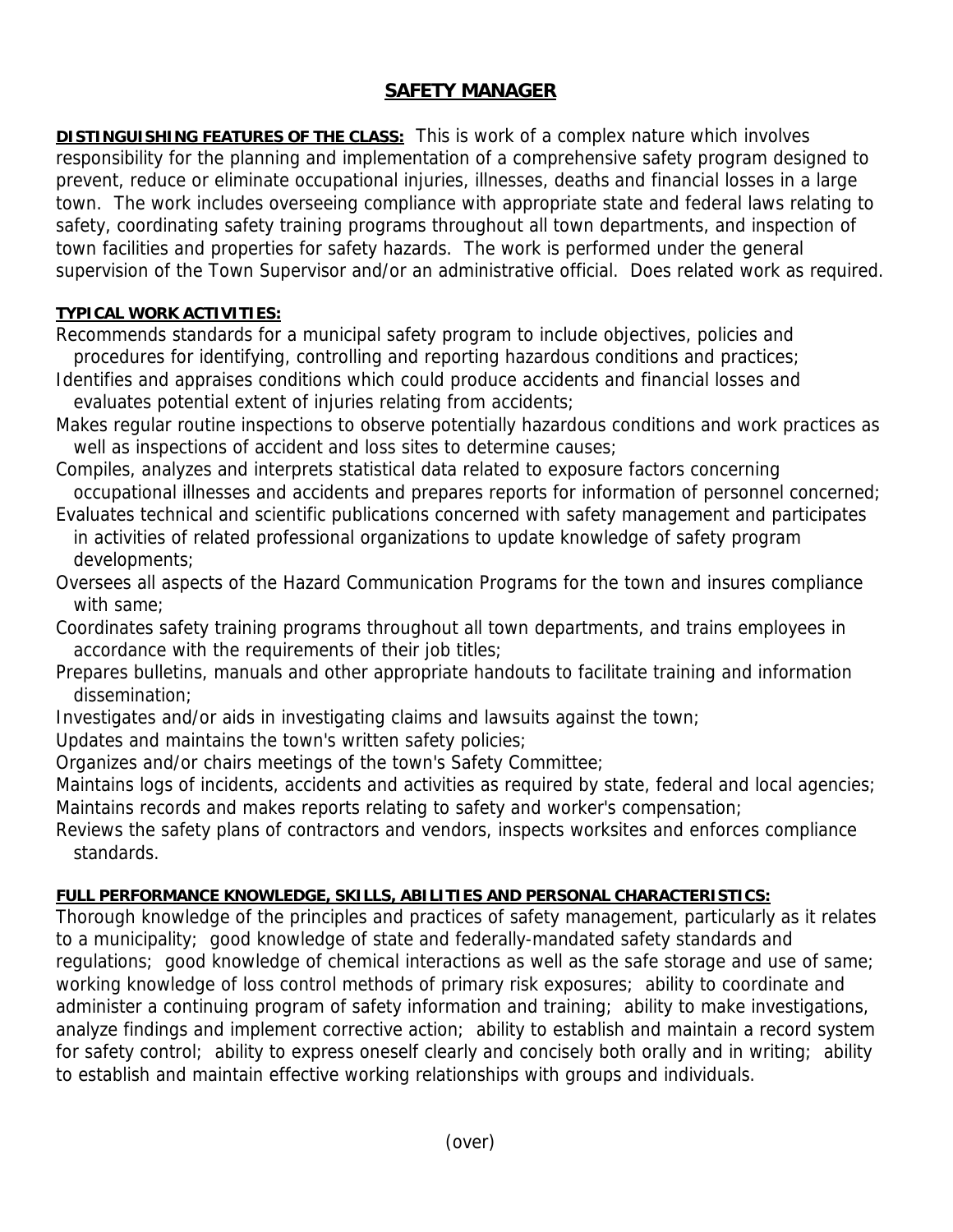# SAFETY MANAGER

**DISTINGUISHING FEATURES OF THE CLASS:** This is work of a complex nature which involves responsibility for the planning and implementation of a comprehensive safety program designed to prevent, reduce or eliminate occupational injuries, illnesses, deaths and financial losses in a large town. The work includes overseeing compliance with appropriate state and federal laws relating to safety, coordinating safety training programs throughout all town departments, and inspection of town facilities and properties for safety hazards. The work is performed under the general supervision of the Town Supervisor and/or an administrative official. Does related work as required.

**TYPICAL WORK ACTIVITIES:**

Recommends standards for a municipal safety program to include objectives, policies and procedures for identifying, controlling and reporting hazardous conditions and practices;

Identifies and appraises conditions which could produce accidents and financial losses and evaluates potential extent of injuries relating from accidents;

Makes regular routine inspections to observe potentially hazardous conditions and work practices as well as inspections of accident and loss sites to determine causes;

Compiles, analyzes and interprets statistical data related to exposure factors concerning occupational illnesses and accidents and prepares reports for information of personnel concerned;

Evaluates technical and scientific publications concerned with safety management and participates in activities of related professional organizations to update knowledge of safety program developments;

Oversees all aspects of the Hazard Communication Programs for the town and insures compliance with same;

Coordinates safety training programs throughout all town departments, and trains employees in accordance with the requirements of their job titles;

Prepares bulletins, manuals and other appropriate handouts to facilitate training and information dissemination;

Investigates and/or aids in investigating claims and lawsuits against the town;

Updates and maintains the town's written safety policies;

Organizes and/or chairs meetings of the town's Safety Committee;

Maintains logs of incidents, accidents and activities as required by state, federal and local agencies;

Maintains records and makes reports relating to safety and worker's compensation;

Reviews the safety plans of contractors and vendors, inspects worksites and enforces compliance standards.

**FULL PERFORMANCE KNOWLEDGE, SKILLS, ABILITIES AND PERSONAL CHARACTERISTICS:**

Thorough knowledge of the principles and practices of safety management, particularly as it relates to a municipality; good knowledge of state and federally-mandated safety standards and regulations; good knowledge of chemical interactions as well as the safe storage and use of same; working knowledge of loss control methods of primary risk exposures; ability to coordinate and administer a continuing program of safety information and training; ability to make investigations, analyze findings and implement corrective action; ability to establish and maintain a record system for safety control; ability to express oneself clearly and concisely both orally and in writing; ability to establish and maintain effective working relationships with groups and individuals.

(over)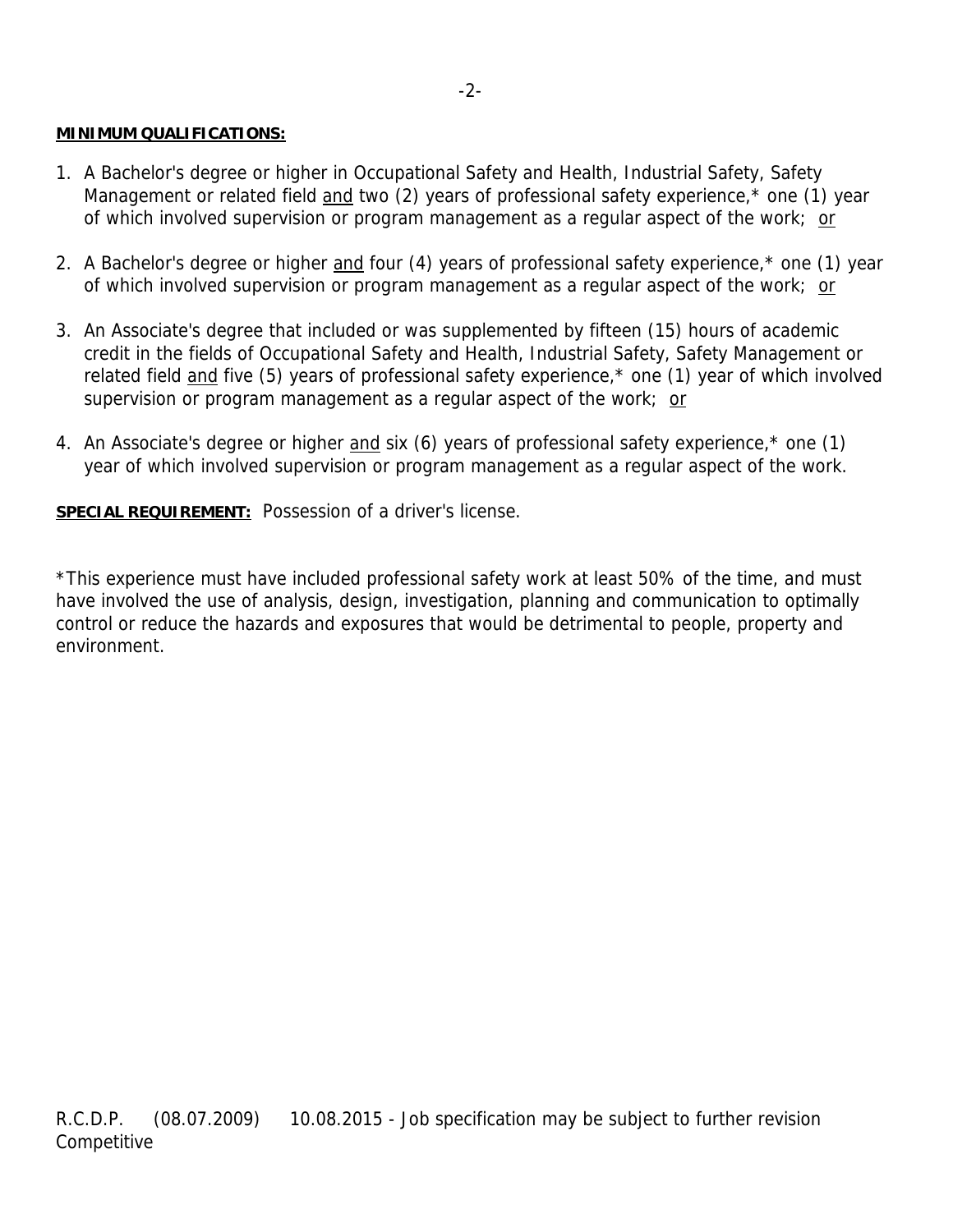**MINIMUM QUALIFICATIONS:**

1. A Bachelor's degree or higher in Occupational Safety and Health, Industrial Safety, Safety Management or related field <u>and</u> two (2) years of professional safety experience,* one (1) year of which involved supervision or program management as a regular aspect of the work; <u>or</u>

2. A Bachelor's degree or higher <u>and</u> four (4) years of professional safety experience,* one (1) year of which involved supervision or program management as a regular aspect of the work; <u>or</u>

3. An Associate's degree that included or was supplemented by fifteen (15) hours of academic credit in the fields of Occupational Safety and Health, Industrial Safety, Safety Management or related field <u>and</u> five (5) years of professional safety experience,* one (1) year of which involved supervision or program management as a regular aspect of the work; <u>or</u>

4. An Associate's degree or higher <u>and</u> six (6) years of professional safety experience,* one (1) year of which involved supervision or program management as a regular aspect of the work.

**SPECIAL REQUIREMENT:** Possession of a driver's license.

*This experience must have included professional safety work at least 50% of the time, and must have involved the use of analysis, design, investigation, planning and communication to optimally control or reduce the hazards and exposures that would be detrimental to people, property and environment.

R.C.D.P. (08.07.2009) 10.08.2015 - Job specification may be subject to further revision
Competitive